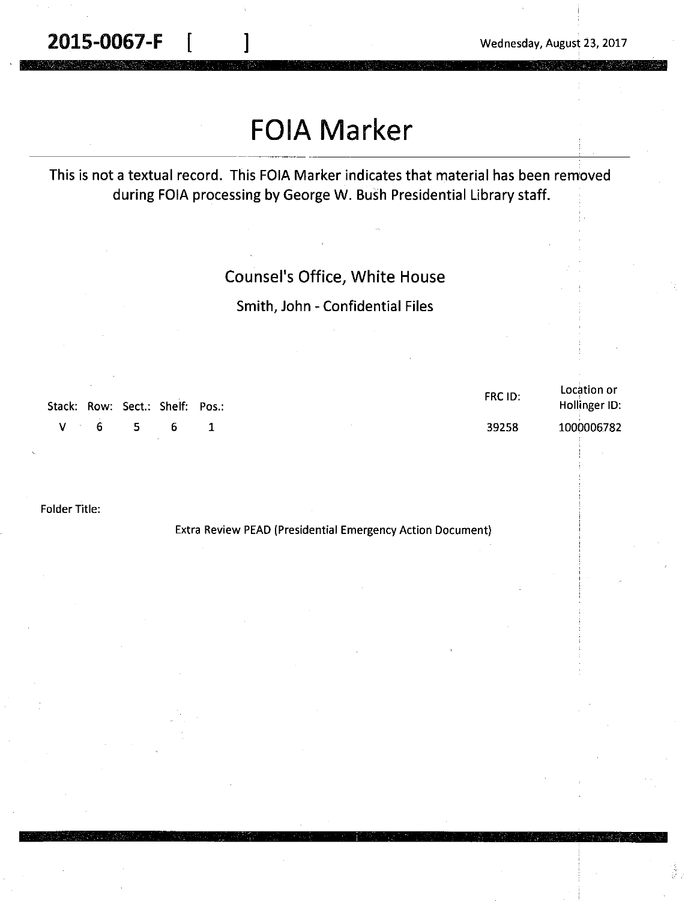**2015-0067-F [ ]** Wednesday, August 23, 2017

# FOIA Marker

This is not a textual record. This FOIA Marker indicates that material has been removed during FOIA processing by George W. Bush Presidential Library staff.

Counsel's Office, White House

Smith, John - Confidential Files

| Stack: | Row: | Sect.: | Shelf: | Pos.: | FRC ID: | Location or Hollinger ID: |
|---|---|---|---|---|---|---|
| V | 6 | 5 | 6 | 1 | 39258 | 1000006782 |

Folder Title:

Extra Review PEAD (Presidential Emergency Action Document)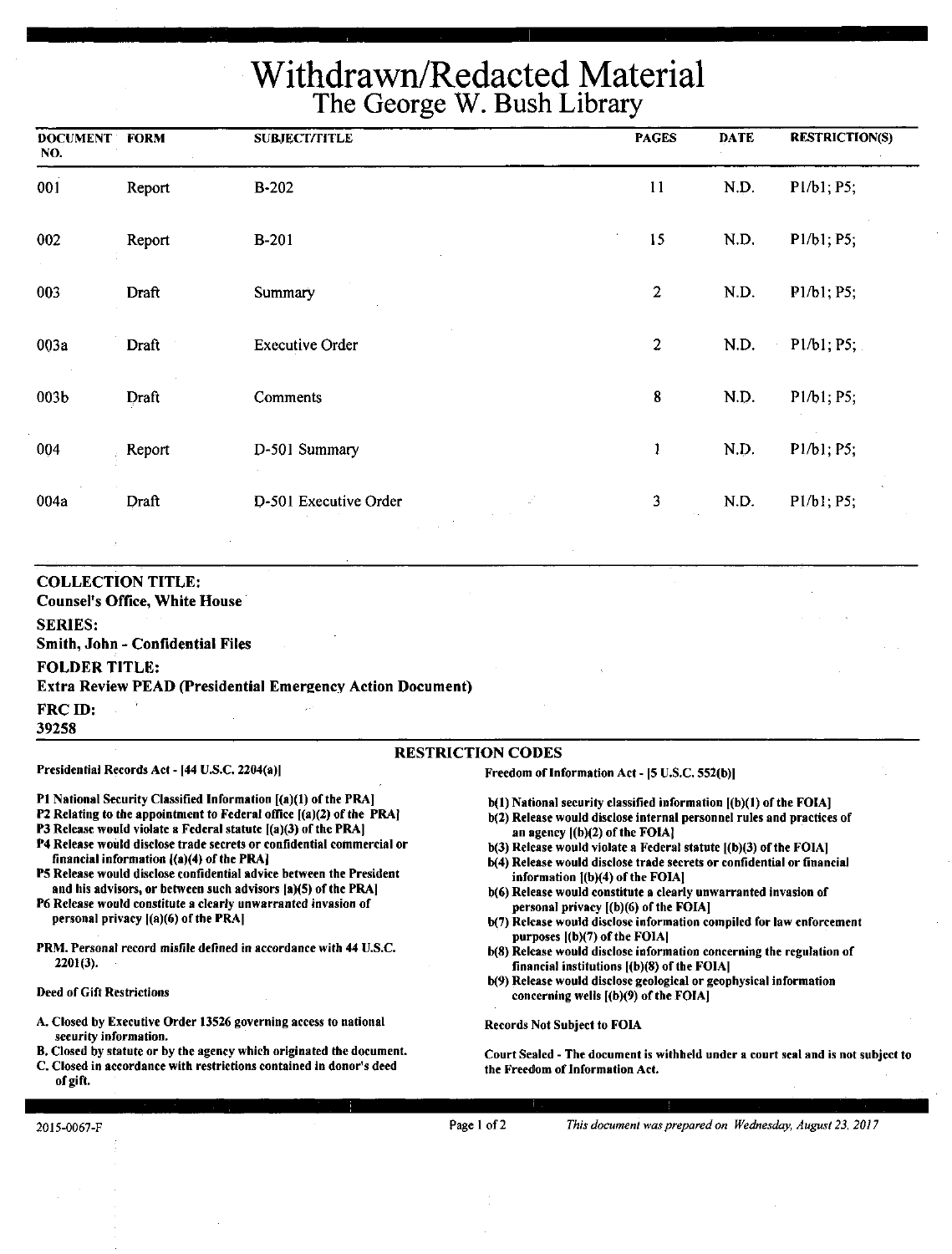# Withdrawn/Redacted Material
## The George W. Bush Library

| DOCUMENT NO. | FORM | SUBJECT/TITLE | PAGES | DATE | RESTRICTION(S) |
|---|---|---|---|---|---|
| 001 | Report | B-202 | 11 | N.D. | P1/b1; P5; |
| 002 | Report | B-201 | 15 | N.D. | P1/b1; P5; |
| 003 | Draft | Summary | 2 | N.D. | P1/b1; P5; |
| 003a | Draft | Executive Order | 2 | N.D. | P1/b1; P5; |
| 003b | Draft | Comments | 8 | N.D. | P1/b1; P5; |
| 004 | Report | D-501 Summary | 1 | N.D. | P1/b1; P5; |
| 004a | Draft | D-501 Executive Order | 3 | N.D. | P1/b1; P5; |

**COLLECTION TITLE:**
**Counsel's Office, White House**

**SERIES:**
**Smith, John - Confidential Files**

**FOLDER TITLE:**
**Extra Review PEAD (Presidential Emergency Action Document)**

**FRC ID:**
**39258**

### RESTRICTION CODES

**Presidential Records Act - [44 U.S.C. 2204(a)]**

- P1 National Security Classified Information [(a)(1) of the PRA]
- P2 Relating to the appointment to Federal office [(a)(2) of the PRA]
- P3 Release would violate a Federal statute [(a)(3) of the PRA]
- P4 Release would disclose trade secrets or confidential commercial or financial information [(a)(4) of the PRA]
- P5 Release would disclose confidential advice between the President and his advisors, or between such advisors [a)(5) of the PRA]
- P6 Release would constitute a clearly unwarranted invasion of personal privacy [(a)(6) of the PRA]

PRM. Personal record misfile defined in accordance with 44 U.S.C. 2201(3).

Deed of Gift Restrictions

- A. Closed by Executive Order 13526 governing access to national security information.
- B. Closed by statute or by the agency which originated the document.
- C. Closed in accordance with restrictions contained in donor's deed of gift.

**Freedom of Information Act - [5 U.S.C. 552(b)]**

- b(1) National security classified information [(b)(1) of the FOIA]
- b(2) Release would disclose internal personnel rules and practices of an agency [(b)(2) of the FOIA]
- b(3) Release would violate a Federal statute [(b)(3) of the FOIA]
- b(4) Release would disclose trade secrets or confidential or financial information [(b)(4) of the FOIA]
- b(6) Release would constitute a clearly unwarranted invasion of personal privacy [(b)(6) of the FOIA]
- b(7) Release would disclose information compiled for law enforcement purposes [(b)(7) of the FOIA]
- b(8) Release would disclose information concerning the regulation of financial institutions [(b)(8) of the FOIA]
- b(9) Release would disclose geological or geophysical information concerning wells [(b)(9) of the FOIA]

Records Not Subject to FOIA

Court Sealed - The document is withheld under a court seal and is not subject to the Freedom of Information Act.

2015-0067-F

*This document was prepared on Wednesday, August 23, 2017*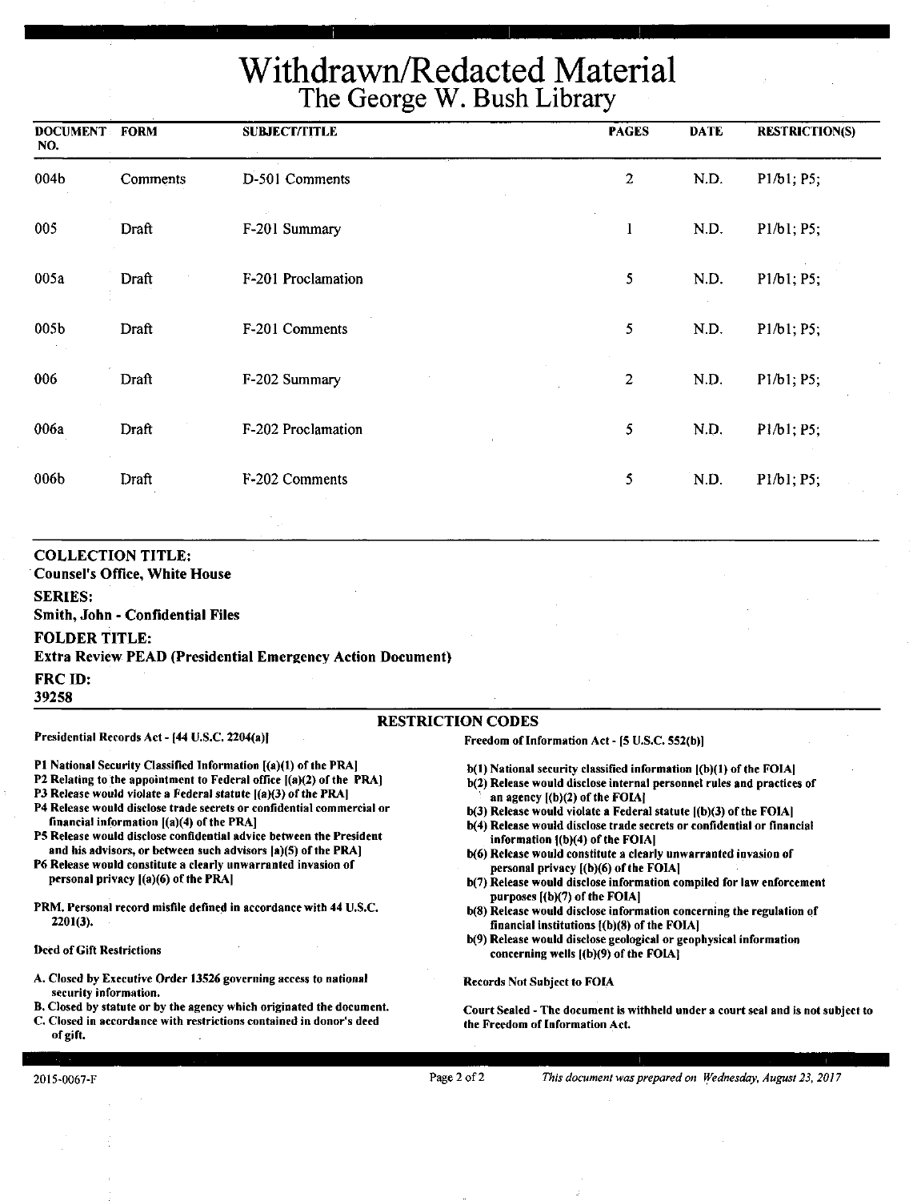# Withdrawn/Redacted Material
## The George W. Bush Library

| DOCUMENT NO. | FORM | SUBJECT/TITLE | PAGES | DATE | RESTRICTION(S) |
|---|---|---|---|---|---|
| 004b | Comments | D-501 Comments | 2 | N.D. | P1/b1; P5; |
| 005 | Draft | F-201 Summary | 1 | N.D. | P1/b1; P5; |
| 005a | Draft | F-201 Proclamation | 5 | N.D. | P1/b1; P5; |
| 005b | Draft | F-201 Comments | 5 | N.D. | P1/b1; P5; |
| 006 | Draft | F-202 Summary | 2 | N.D. | P1/b1; P5; |
| 006a | Draft | F-202 Proclamation | 5 | N.D. | P1/b1; P5; |
| 006b | Draft | F-202 Comments | 5 | N.D. | P1/b1; P5; |

**COLLECTION TITLE:**
**Counsel's Office, White House**

**SERIES:**
**Smith, John - Confidential Files**

**FOLDER TITLE:**
**Extra Review PEAD (Presidential Emergency Action Document)**

**FRC ID:**
**39258**

### RESTRICTION CODES

**Presidential Records Act - [44 U.S.C. 2204(a)]**

**P1 National Security Classified Information [(a)(1) of the PRA]**
**P2 Relating to the appointment to Federal office [(a)(2) of the PRA]**
**P3 Release would violate a Federal statute [(a)(3) of the PRA]**
**P4 Release would disclose trade secrets or confidential commercial or financial information [(a)(4) of the PRA]**
**P5 Release would disclose confidential advice between the President and his advisors, or between such advisors [a)(5) of the PRA]**
**P6 Release would constitute a clearly unwarranted invasion of personal privacy [(a)(6) of the PRA]**

**PRM. Personal record misfile defined in accordance with 44 U.S.C. 2201(3).**

**Deed of Gift Restrictions**

**A. Closed by Executive Order 13526 governing access to national security information.**
**B. Closed by statute or by the agency which originated the document.**
**C. Closed in accordance with restrictions contained in donor's deed of gift.**

**Freedom of Information Act - [5 U.S.C. 552(b)]**

**b(1) National security classified information [(b)(1) of the FOIA]**
**b(2) Release would disclose internal personnel rules and practices of an agency [(b)(2) of the FOIA]**
**b(3) Release would violate a Federal statute [(b)(3) of the FOIA]**
**b(4) Release would disclose trade secrets or confidential or financial information [(b)(4) of the FOIA]**
**b(6) Release would constitute a clearly unwarranted invasion of personal privacy [(b)(6) of the FOIA]**
**b(7) Release would disclose information compiled for law enforcement purposes [(b)(7) of the FOIA]**
**b(8) Release would disclose information concerning the regulation of financial institutions [(b)(8) of the FOIA]**
**b(9) Release would disclose geological or geophysical information concerning wells [(b)(9) of the FOIA]**

**Records Not Subject to FOIA**

**Court Sealed - The document is withheld under a court seal and is not subject to the Freedom of Information Act.**

2015-0067-F

*This document was prepared on Wednesday, August 23, 2017*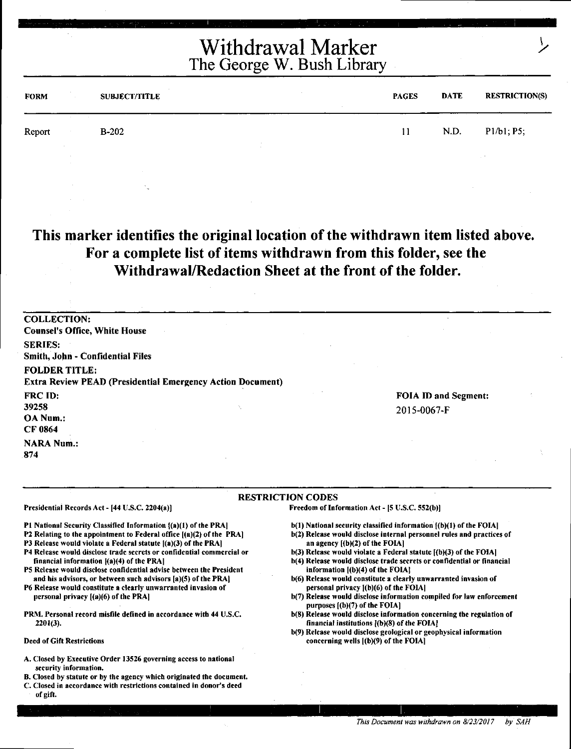# Withdrawal Marker
## The George W. Bush Library

| FORM | SUBJECT/TITLE | PAGES | DATE | RESTRICTION(S) |
|---|---|---|---|---|
| Report | B-202 | 11 | N.D. | P1/b1; P5; |

**This marker identifies the original location of the withdrawn item listed above. For a complete list of items withdrawn from this folder, see the Withdrawal/Redaction Sheet at the front of the folder.**

**COLLECTION:**
Counsel's Office, White House

**SERIES:**
Smith, John - Confidential Files

**FOLDER TITLE:**
Extra Review PEAD (Presidential Emergency Action Document)

**FRC ID:**
39258

**OA Num.:**
CF 0864

**NARA Num.:**
874

**FOIA ID and Segment:**
2015-0067-F

**RESTRICTION CODES**

Presidential Records Act - [44 U.S.C. 2204(a)]

P1 National Security Classified Information [(a)(1) of the PRA]
P2 Relating to the appointment to Federal office [(a)(2) of the PRA]
P3 Release would violate a Federal statute [(a)(3) of the PRA]
P4 Release would disclose trade secrets or confidential commercial or financial information [(a)(4) of the PRA]
P5 Release would disclose confidential advise between the President and his advisors, or between such advisors [a)(5) of the PRA]
P6 Release would constitute a clearly unwarranted invasion of personal privacy [(a)(6) of the PRA]

PRM. Personal record misfile defined in accordance with 44 U.S.C. 2201(3).

Deed of Gift Restrictions

A. Closed by Executive Order 13526 governing access to national security information.
B. Closed by statute or by the agency which originated the document.
C. Closed in accordance with restrictions contained in donor's deed of gift.

Freedom of Information Act - [5 U.S.C. 552(b)]

b(1) National security classified information [(b)(1) of the FOIA]
b(2) Release would disclose internal personnel rules and practices of an agency [(b)(2) of the FOIA]
b(3) Release would violate a Federal statute [(b)(3) of the FOIA]
b(4) Release would disclose trade secrets or confidential or financial information [(b)(4) of the FOIA]
b(6) Release would constitute a clearly unwarranted invasion of personal privacy [(b)(6) of the FOIA]
b(7) Release would disclose information compiled for law enforcement purposes [(b)(7) of the FOIA]
b(8) Release would disclose information concerning the regulation of financial institutions [(b)(8) of the FOIA]
b(9) Release would disclose geological or geophysical information concerning wells [(b)(9) of the FOIA]

*This Document was withdrawn on 8/23/2017 by SAH*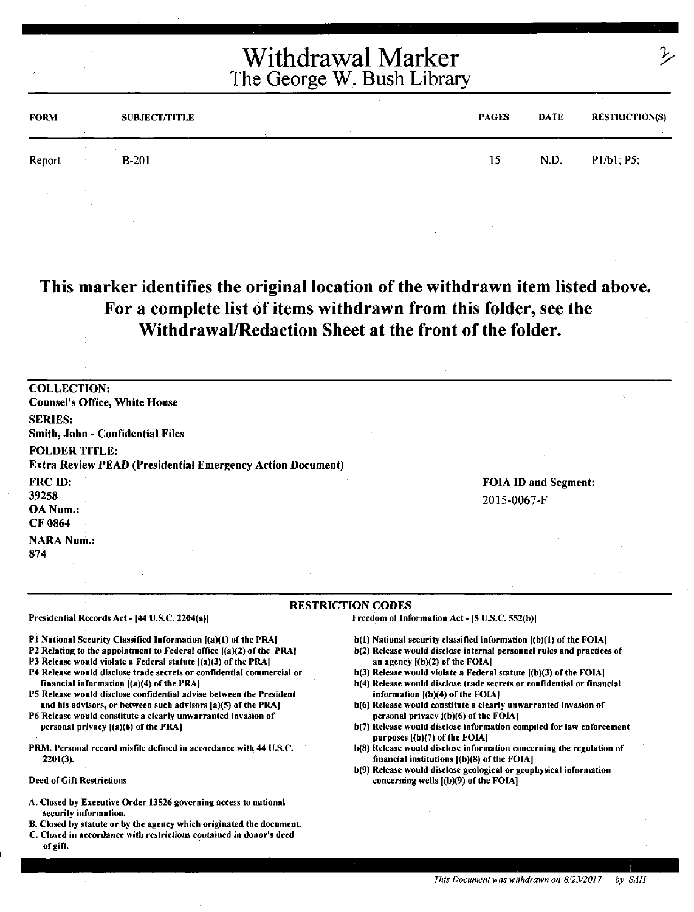# Withdrawal Marker
## The George W. Bush Library

| FORM | SUBJECT/TITLE | PAGES | DATE | RESTRICTION(S) |
| --- | --- | --- | --- | --- |
| Report | B-201 | 15 | N.D. | P1/b1; P5; |

**This marker identifies the original location of the withdrawn item listed above. For a complete list of items withdrawn from this folder, see the Withdrawal/Redaction Sheet at the front of the folder.**

**COLLECTION:**
Counsel's Office, White House

**SERIES:**
Smith, John - Confidential Files

**FOLDER TITLE:**
Extra Review PEAD (Presidential Emergency Action Document)

**FRC ID:**
39258

**OA Num.:**
CF 0864

**NARA Num.:**
874

**FOIA ID and Segment:**
2015-0067-F

### RESTRICTION CODES

**Presidential Records Act - [44 U.S.C. 2204(a)]**

- P1 National Security Classified Information [(a)(1) of the PRA]
- P2 Relating to the appointment to Federal office [(a)(2) of the PRA]
- P3 Release would violate a Federal statute [(a)(3) of the PRA]
- P4 Release would disclose trade secrets or confidential commercial or financial information [(a)(4) of the PRA]
- P5 Release would disclose confidential advise between the President and his advisors, or between such advisors [a)(5) of the PRA]
- P6 Release would constitute a clearly unwarranted invasion of personal privacy [(a)(6) of the PRA]

PRM. Personal record misfile defined in accordance with 44 U.S.C. 2201(3).

**Deed of Gift Restrictions**

- A. Closed by Executive Order 13526 governing access to national security information.
- B. Closed by statute or by the agency which originated the document.
- C. Closed in accordance with restrictions contained in donor's deed of gift.

**Freedom of Information Act - [5 U.S.C. 552(b)]**

- b(1) National security classified information [(b)(1) of the FOIA]
- b(2) Release would disclose internal personnel rules and practices of an agency [(b)(2) of the FOIA]
- b(3) Release would violate a Federal statute [(b)(3) of the FOIA]
- b(4) Release would disclose trade secrets or confidential or financial information [(b)(4) of the FOIA]
- b(6) Release would constitute a clearly unwarranted invasion of personal privacy [(b)(6) of the FOIA]
- b(7) Release would disclose information compiled for law enforcement purposes [(b)(7) of the FOIA]
- b(8) Release would disclose information concerning the regulation of financial institutions [(b)(8) of the FOIA]
- b(9) Release would disclose geological or geophysical information concerning wells [(b)(9) of the FOIA]

*This Document was withdrawn on 8/23/2017 by SAH*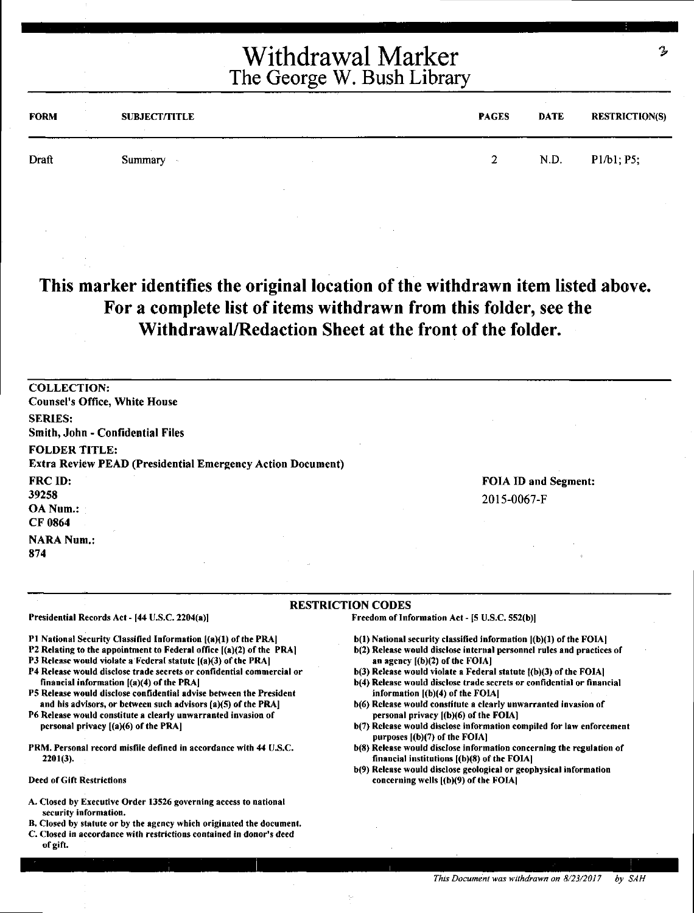# Withdrawal Marker

## The George W. Bush Library

| FORM | SUBJECT/TITLE | PAGES | DATE | RESTRICTION(S) |
|---|---|---|---|---|
| Draft | Summary | 2 | N.D. | P1/b1; P5; |

**This marker identifies the original location of the withdrawn item listed above. For a complete list of items withdrawn from this folder, see the Withdrawal/Redaction Sheet at the front of the folder.**

**COLLECTION:**
Counsel's Office, White House

**SERIES:**
Smith, John - Confidential Files

**FOLDER TITLE:**
Extra Review PEAD (Presidential Emergency Action Document)

**FRC ID:**
39258

**OA Num.:**
CF 0864

**NARA Num.:**
874

**FOIA ID and Segment:**
2015-0067-F

### RESTRICTION CODES

**Presidential Records Act - [44 U.S.C. 2204(a)]**

P1 National Security Classified Information [(a)(1) of the PRA]
P2 Relating to the appointment to Federal office [(a)(2) of the PRA]
P3 Release would violate a Federal statute [(a)(3) of the PRA]
P4 Release would disclose trade secrets or confidential commercial or financial information [(a)(4) of the PRA]
P5 Release would disclose confidential advise between the President and his advisors, or between such advisors [a)(5) of the PRA]
P6 Release would constitute a clearly unwarranted invasion of personal privacy [(a)(6) of the PRA]

PRM. Personal record misfile defined in accordance with 44 U.S.C. 2201(3).

**Deed of Gift Restrictions**

A. Closed by Executive Order 13526 governing access to national security information.
B. Closed by statute or by the agency which originated the document.
C. Closed in accordance with restrictions contained in donor's deed of gift.

**Freedom of Information Act - [5 U.S.C. 552(b)]**

b(1) National security classified information [(b)(1) of the FOIA]
b(2) Release would disclose internal personnel rules and practices of an agency [(b)(2) of the FOIA]
b(3) Release would violate a Federal statute [(b)(3) of the FOIA]
b(4) Release would disclose trade secrets or confidential or financial information [(b)(4) of the FOIA]
b(6) Release would constitute a clearly unwarranted invasion of personal privacy [(b)(6) of the FOIA]
b(7) Release would disclose information compiled for law enforcement purposes [(b)(7) of the FOIA]
b(8) Release would disclose information concerning the regulation of financial institutions [(b)(8) of the FOIA]
b(9) Release would disclose geological or geophysical information concerning wells [(b)(9) of the FOIA]

*This Document was withdrawn on 8/23/2017 by SAH*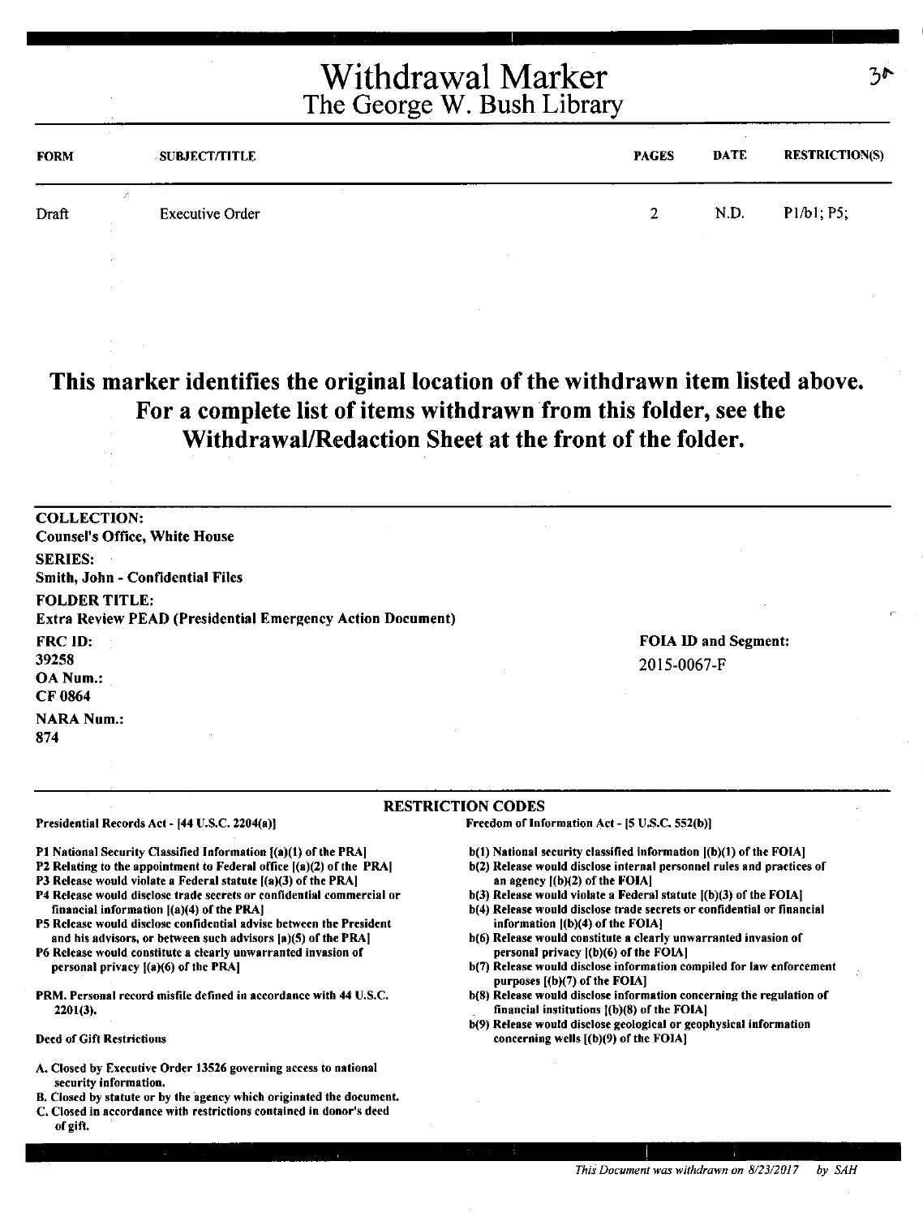# Withdrawal Marker
## The George W. Bush Library

| FORM | SUBJECT/TITLE | PAGES | DATE | RESTRICTION(S) |
|---|---|---|---|---|
| Draft | Executive Order | 2 | N.D. | P1/b1; P5; |

**This marker identifies the original location of the withdrawn item listed above. For a complete list of items withdrawn from this folder, see the Withdrawal/Redaction Sheet at the front of the folder.**

**COLLECTION:**
Counsel's Office, White House

**SERIES:**
Smith, John - Confidential Files

**FOLDER TITLE:**
Extra Review PEAD (Presidential Emergency Action Document)

**FRC ID:**
39258

**OA Num.:**
CF 0864

**NARA Num.:**
874

**FOIA ID and Segment:**
2015-0067-F

**RESTRICTION CODES**

Presidential Records Act - [44 U.S.C. 2204(a)]

- P1 National Security Classified Information [(a)(1) of the PRA]
- P2 Relating to the appointment to Federal office [(a)(2) of the PRA]
- P3 Release would violate a Federal statute [(a)(3) of the PRA]
- P4 Release would disclose trade secrets or confidential commercial or financial information [(a)(4) of the PRA]
- P5 Release would disclose confidential advise between the President and his advisors, or between such advisors [a)(5) of the PRA]
- P6 Release would constitute a clearly unwarranted invasion of personal privacy [(a)(6) of the PRA]

PRM. Personal record misfile defined in accordance with 44 U.S.C. 2201(3).

Deed of Gift Restrictions

- A. Closed by Executive Order 13526 governing access to national security information.
- B. Closed by statute or by the agency which originated the document.
- C. Closed in accordance with restrictions contained in donor's deed of gift.

Freedom of Information Act - [5 U.S.C. 552(b)]

- b(1) National security classified information [(b)(1) of the FOIA]
- b(2) Release would disclose internal personnel rules and practices of an agency [(b)(2) of the FOIA]
- b(3) Release would violate a Federal statute [(b)(3) of the FOIA]
- b(4) Release would disclose trade secrets or confidential or financial information [(b)(4) of the FOIA]
- b(6) Release would constitute a clearly unwarranted invasion of personal privacy [(b)(6) of the FOIA]
- b(7) Release would disclose information compiled for law enforcement purposes [(b)(7) of the FOIA]
- b(8) Release would disclose information concerning the regulation of financial institutions [(b)(8) of the FOIA]
- b(9) Release would disclose geological or geophysical information concerning wells [(b)(9) of the FOIA]

*This Document was withdrawn on 8/23/2017 by SAH*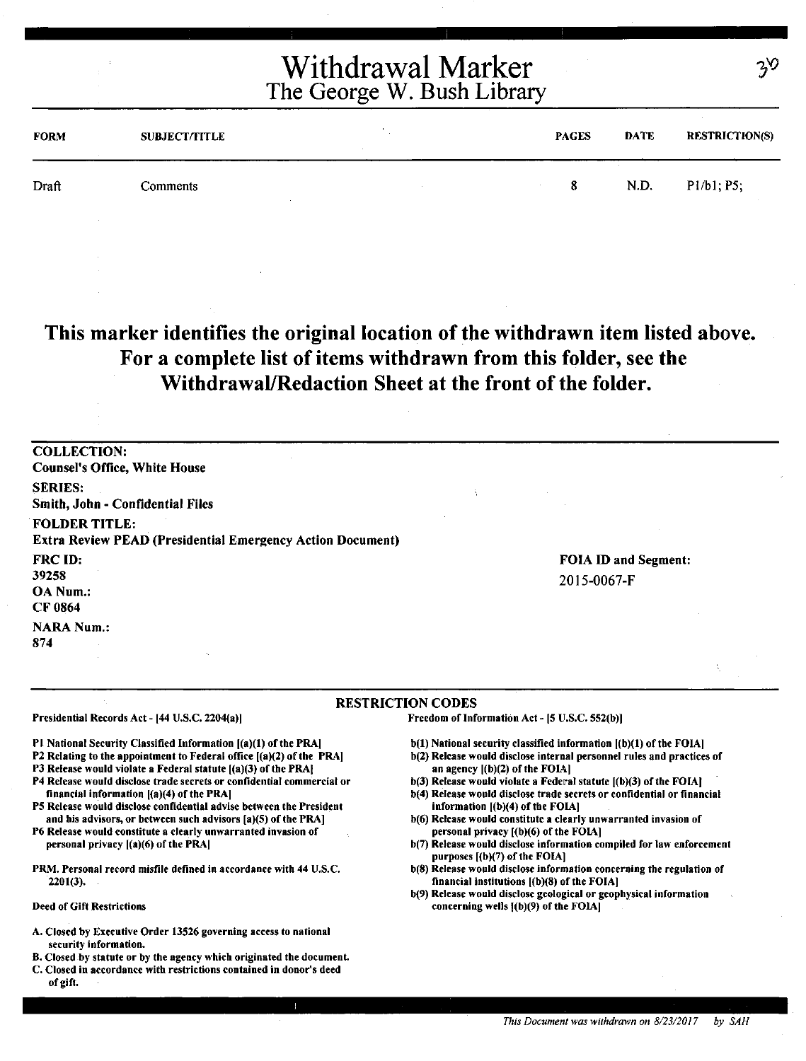# Withdrawal Marker
## The George W. Bush Library

30

| FORM | SUBJECT/TITLE | PAGES | DATE | RESTRICTION(S) |
|---|---|---|---|---|
| Draft | Comments | 8 | N.D. | P1/b1; P5; |

**This marker identifies the original location of the withdrawn item listed above. For a complete list of items withdrawn from this folder, see the Withdrawal/Redaction Sheet at the front of the folder.**

**COLLECTION:**
Counsel's Office, White House

**SERIES:**
Smith, John - Confidential Files

**FOLDER TITLE:**
Extra Review PEAD (Presidential Emergency Action Document)

**FRC ID:**
39258

**OA Num.:**
CF 0864

**NARA Num.:**
874

**FOIA ID and Segment:**
2015-0067-F

**RESTRICTION CODES**

Presidential Records Act - [44 U.S.C. 2204(a)]

P1 National Security Classified Information [(a)(1) of the PRA]
P2 Relating to the appointment to Federal office [(a)(2) of the PRA]
P3 Release would violate a Federal statute [(a)(3) of the PRA]
P4 Release would disclose trade secrets or confidential commercial or financial information [(a)(4) of the PRA]
P5 Release would disclose confidential advise between the President and his advisors, or between such advisors [a)(5) of the PRA]
P6 Release would constitute a clearly unwarranted invasion of personal privacy [(a)(6) of the PRA]

PRM. Personal record misfile defined in accordance with 44 U.S.C. 2201(3).

Deed of Gift Restrictions

A. Closed by Executive Order 13526 governing access to national security information.
B. Closed by statute or by the agency which originated the document.
C. Closed in accordance with restrictions contained in donor's deed of gift.

Freedom of Information Act - [5 U.S.C. 552(b)]

b(1) National security classified information [(b)(1) of the FOIA]
b(2) Release would disclose internal personnel rules and practices of an agency [(b)(2) of the FOIA]
b(3) Release would violate a Federal statute [(b)(3) of the FOIA]
b(4) Release would disclose trade secrets or confidential or financial information [(b)(4) of the FOIA]
b(6) Release would constitute a clearly unwarranted invasion of personal privacy [(b)(6) of the FOIA]
b(7) Release would disclose information compiled for law enforcement purposes [(b)(7) of the FOIA]
b(8) Release would disclose information concerning the regulation of financial institutions [(b)(8) of the FOIA]
b(9) Release would disclose geological or geophysical information concerning wells [(b)(9) of the FOIA]

*This Document was withdrawn on 8/23/2017 by SAH*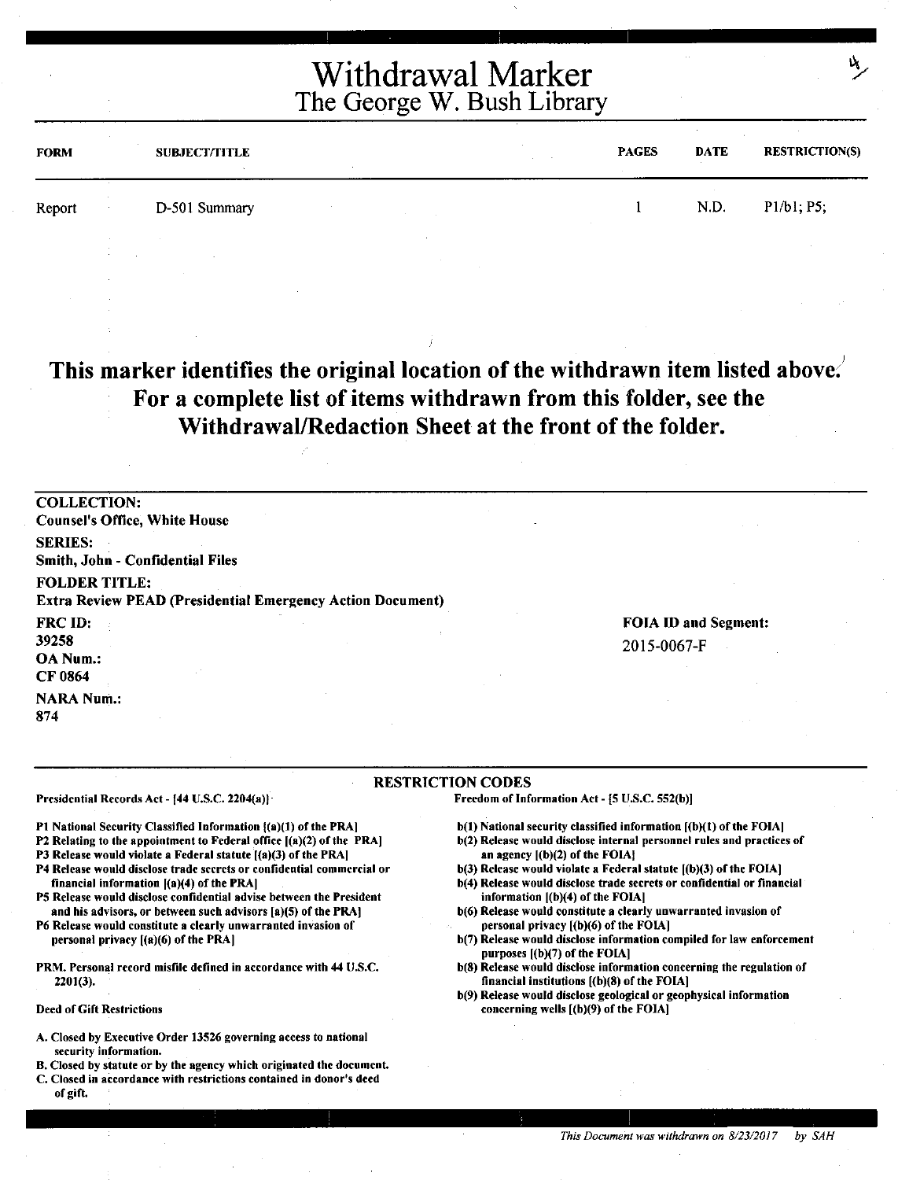# Withdrawal Marker
## The George W. Bush Library

| FORM | SUBJECT/TITLE | PAGES | DATE | RESTRICTION(S) |
|---|---|---|---|---|
| Report | D-501 Summary | 1 | N.D. | P1/b1; P5; |

**This marker identifies the original location of the withdrawn item listed above. For a complete list of items withdrawn from this folder, see the Withdrawal/Redaction Sheet at the front of the folder.**

**COLLECTION:**
Counsel's Office, White House

**SERIES:**
Smith, John - Confidential Files

**FOLDER TITLE:**
Extra Review PEAD (Presidential Emergency Action Document)

**FRC ID:**
39258

**OA Num.:**
CF 0864

**NARA Num.:**
874

**FOIA ID and Segment:**
2015-0067-F

### RESTRICTION CODES

Presidential Records Act - [44 U.S.C. 2204(a)]

- P1 National Security Classified Information [(a)(1) of the PRA]
- P2 Relating to the appointment to Federal office [(a)(2) of the PRA]
- P3 Release would violate a Federal statute [(a)(3) of the PRA]
- P4 Release would disclose trade secrets or confidential commercial or financial information [(a)(4) of the PRA]
- P5 Release would disclose confidential advise between the President and his advisors, or between such advisors [a)(5) of the PRA]
- P6 Release would constitute a clearly unwarranted invasion of personal privacy [(a)(6) of the PRA]

PRM. Personal record misfile defined in accordance with 44 U.S.C. 2201(3).

Deed of Gift Restrictions

- A. Closed by Executive Order 13526 governing access to national security information.
- B. Closed by statute or by the agency which originated the document.
- C. Closed in accordance with restrictions contained in donor's deed of gift.

Freedom of Information Act - [5 U.S.C. 552(b)]

- b(1) National security classified information [(b)(1) of the FOIA]
- b(2) Release would disclose internal personnel rules and practices of an agency [(b)(2) of the FOIA]
- b(3) Release would violate a Federal statute [(b)(3) of the FOIA]
- b(4) Release would disclose trade secrets or confidential or financial information [(b)(4) of the FOIA]
- b(6) Release would constitute a clearly unwarranted invasion of personal privacy [(b)(6) of the FOIA]
- b(7) Release would disclose information compiled for law enforcement purposes [(b)(7) of the FOIA]
- b(8) Release would disclose information concerning the regulation of financial institutions [(b)(8) of the FOIA]
- b(9) Release would disclose geological or geophysical information concerning wells [(b)(9) of the FOIA]

*This Document was withdrawn on 8/23/2017 by SAH*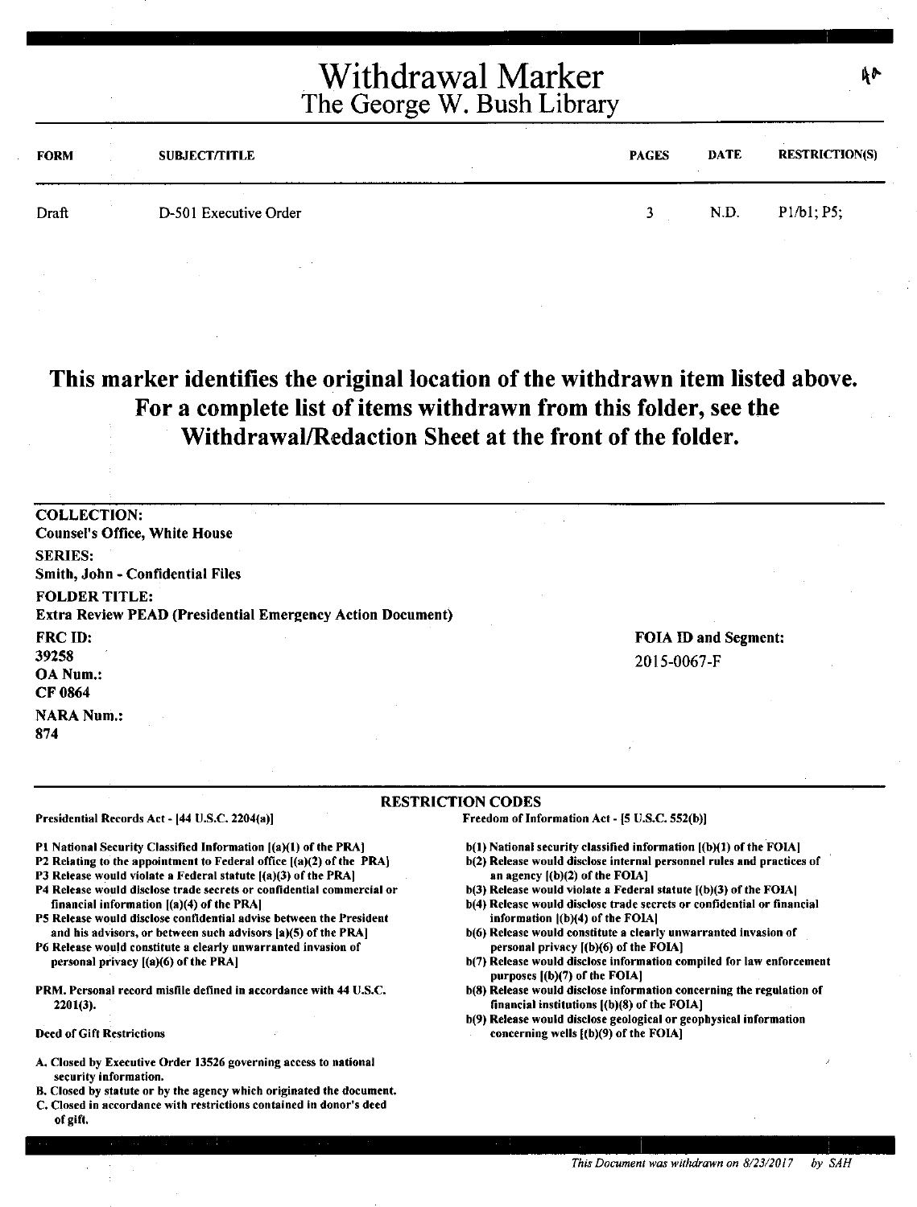# Withdrawal Marker
## The George W. Bush Library

| FORM | SUBJECT/TITLE | PAGES | DATE | RESTRICTION(S) |
|---|---|---|---|---|
| Draft | D-501 Executive Order | 3 | N.D. | P1/b1; P5; |

**This marker identifies the original location of the withdrawn item listed above. For a complete list of items withdrawn from this folder, see the Withdrawal/Redaction Sheet at the front of the folder.**

**COLLECTION:**
**Counsel's Office, White House**

**SERIES:**
**Smith, John - Confidential Files**

**FOLDER TITLE:**
**Extra Review PEAD (Presidential Emergency Action Document)**

**FRC ID:**
**39258**

**OA Num.:**
**CF 0864**

**NARA Num.:**
**874**

**FOIA ID and Segment:**
2015-0067-F

**RESTRICTION CODES**

**Presidential Records Act - [44 U.S.C. 2204(a)]**

**P1 National Security Classified Information [(a)(1) of the PRA]**
**P2 Relating to the appointment to Federal office [(a)(2) of the PRA]**
**P3 Release would violate a Federal statute [(a)(3) of the PRA]**
**P4 Release would disclose trade secrets or confidential commercial or financial information [(a)(4) of the PRA]**
**P5 Release would disclose confidential advise between the President and his advisors, or between such advisors [a)(5) of the PRA]**
**P6 Release would constitute a clearly unwarranted invasion of personal privacy [(a)(6) of the PRA]**

**PRM. Personal record misfile defined in accordance with 44 U.S.C. 2201(3).**

**Deed of Gift Restrictions**

**A. Closed by Executive Order 13526 governing access to national security information.**
**B. Closed by statute or by the agency which originated the document.**
**C. Closed in accordance with restrictions contained in donor's deed of gift.**

**Freedom of Information Act - [5 U.S.C. 552(b)]**

**b(1) National security classified information [(b)(1) of the FOIA]**
**b(2) Release would disclose internal personnel rules and practices of an agency [(b)(2) of the FOIA]**
**b(3) Release would violate a Federal statute [(b)(3) of the FOIA]**
**b(4) Release would disclose trade secrets or confidential or financial information [(b)(4) of the FOIA]**
**b(6) Release would constitute a clearly unwarranted invasion of personal privacy [(b)(6) of the FOIA]**
**b(7) Release would disclose information compiled for law enforcement purposes [(b)(7) of the FOIA]**
**b(8) Release would disclose information concerning the regulation of financial institutions [(b)(8) of the FOIA]**
**b(9) Release would disclose geological or geophysical information concerning wells [(b)(9) of the FOIA]**

*This Document was withdrawn on 8/23/2017 by SAH*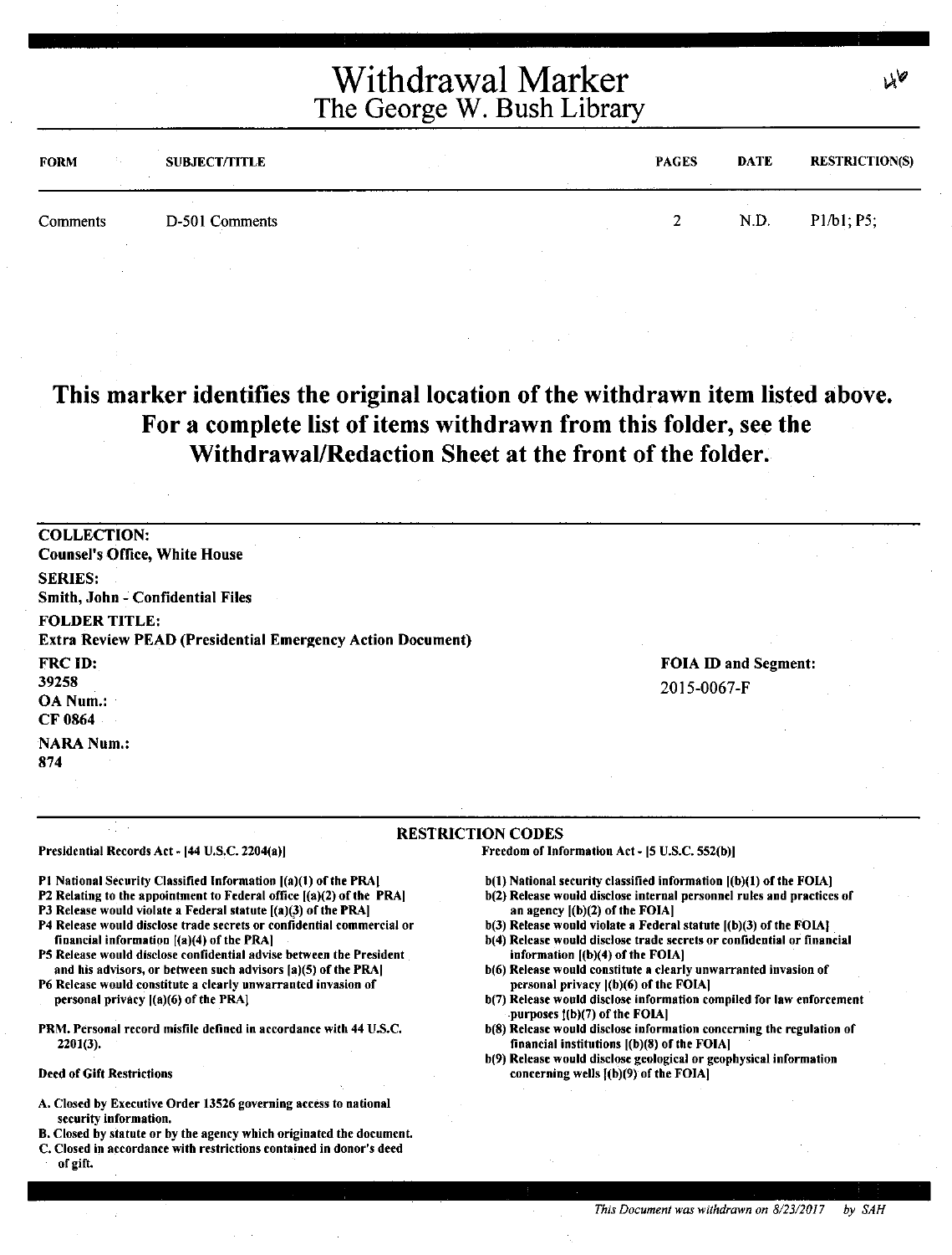# Withdrawal Marker
## The George W. Bush Library

46

| FORM | SUBJECT/TITLE | PAGES | DATE | RESTRICTION(S) |
|---|---|---|---|---|
| Comments | D-501 Comments | 2 | N.D. | P1/b1; P5; |

**This marker identifies the original location of the withdrawn item listed above. For a complete list of items withdrawn from this folder, see the Withdrawal/Redaction Sheet at the front of the folder.**

**COLLECTION:**
Counsel's Office, White House

**SERIES:**
Smith, John - Confidential Files

**FOLDER TITLE:**
Extra Review PEAD (Presidential Emergency Action Document)

**FRC ID:**
39258

**OA Num.:**
CF 0864

**NARA Num.:**
874

**FOIA ID and Segment:**
2015-0067-F

### RESTRICTION CODES

**Presidential Records Act - [44 U.S.C. 2204(a)]**

P1 National Security Classified Information [(a)(1) of the PRA]
P2 Relating to the appointment to Federal office [(a)(2) of the PRA]
P3 Release would violate a Federal statute [(a)(3) of the PRA]
P4 Release would disclose trade secrets or confidential commercial or financial information [(a)(4) of the PRA]
P5 Release would disclose confidential advise between the President and his advisors, or between such advisors [a)(5) of the PRA]
P6 Release would constitute a clearly unwarranted invasion of personal privacy [(a)(6) of the PRA]

PRM. Personal record misfile defined in accordance with 44 U.S.C. 2201(3).

**Deed of Gift Restrictions**

A. Closed by Executive Order 13526 governing access to national security information.
B. Closed by statute or by the agency which originated the document.
C. Closed in accordance with restrictions contained in donor's deed of gift.

**Freedom of Information Act - [5 U.S.C. 552(b)]**

b(1) National security classified information [(b)(1) of the FOIA]
b(2) Release would disclose internal personnel rules and practices of an agency [(b)(2) of the FOIA]
b(3) Release would violate a Federal statute [(b)(3) of the FOIA]
b(4) Release would disclose trade secrets or confidential or financial information [(b)(4) of the FOIA]
b(6) Release would constitute a clearly unwarranted invasion of personal privacy [(b)(6) of the FOIA]
b(7) Release would disclose information compiled for law enforcement purposes [(b)(7) of the FOIA]
b(8) Release would disclose information concerning the regulation of financial institutions [(b)(8) of the FOIA]
b(9) Release would disclose geological or geophysical information concerning wells [(b)(9) of the FOIA]

*This Document was withdrawn on 8/23/2017 by SAH*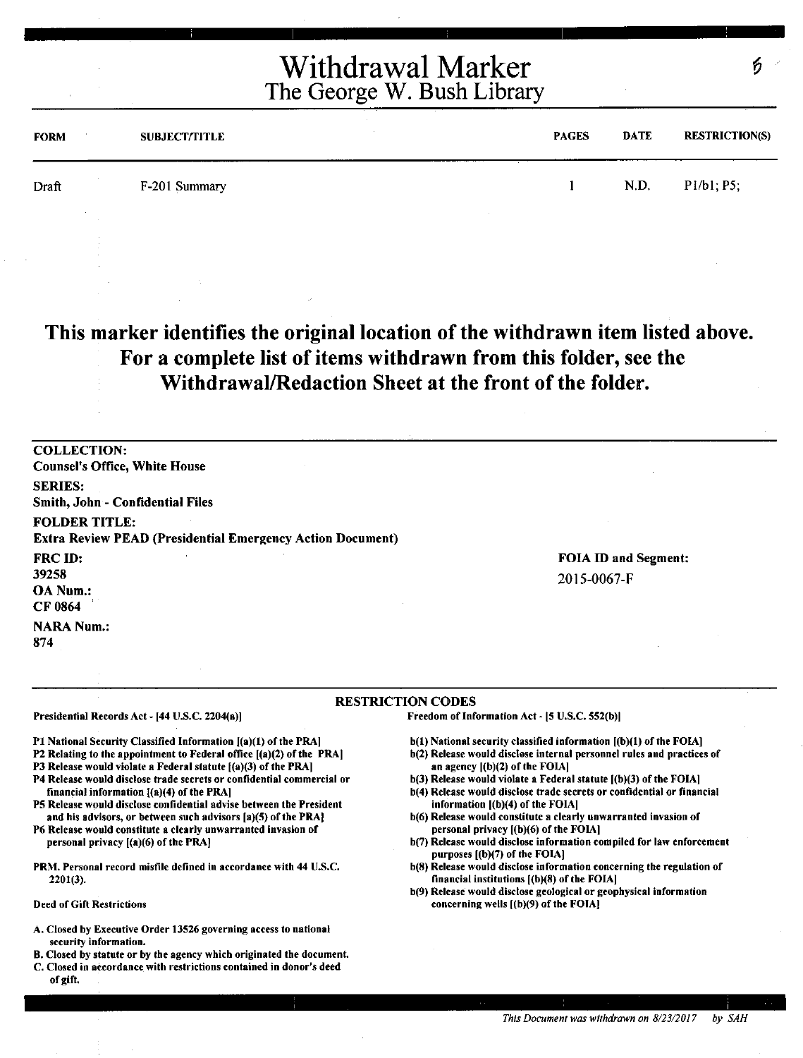# Withdrawal Marker
## The George W. Bush Library

| FORM | SUBJECT/TITLE | PAGES | DATE | RESTRICTION(S) |
|---|---|---|---|---|
| Draft | F-201 Summary | 1 | N.D. | P1/b1; P5; |

**This marker identifies the original location of the withdrawn item listed above. For a complete list of items withdrawn from this folder, see the Withdrawal/Redaction Sheet at the front of the folder.**

**COLLECTION:**
**Counsel's Office, White House**

**SERIES:**
**Smith, John - Confidential Files**

**FOLDER TITLE:**
**Extra Review PEAD (Presidential Emergency Action Document)**

**FRC ID:**
39258

**OA Num.:**
CF 0864

**NARA Num.:**
874

**FOIA ID and Segment:**
2015-0067-F

**RESTRICTION CODES**

**Presidential Records Act - [44 U.S.C. 2204(a)]**

P1 National Security Classified Information [(a)(1) of the PRA]
P2 Relating to the appointment to Federal office [(a)(2) of the PRA]
P3 Release would violate a Federal statute [(a)(3) of the PRA]
P4 Release would disclose trade secrets or confidential commercial or financial information [(a)(4) of the PRA]
P5 Release would disclose confidential advise between the President and his advisors, or between such advisors [a)(5) of the PRA]
P6 Release would constitute a clearly unwarranted invasion of personal privacy [(a)(6) of the PRA]

PRM. Personal record misfile defined in accordance with 44 U.S.C. 2201(3).

Deed of Gift Restrictions

A. Closed by Executive Order 13526 governing access to national security information.
B. Closed by statute or by the agency which originated the document.
C. Closed in accordance with restrictions contained in donor's deed of gift.

**Freedom of Information Act - [5 U.S.C. 552(b)]**

b(1) National security classified information [(b)(1) of the FOIA]
b(2) Release would disclose internal personnel rules and practices of an agency [(b)(2) of the FOIA]
b(3) Release would violate a Federal statute [(b)(3) of the FOIA]
b(4) Release would disclose trade secrets or confidential or financial information [(b)(4) of the FOIA]
b(6) Release would constitute a clearly unwarranted invasion of personal privacy [(b)(6) of the FOIA]
b(7) Release would disclose information compiled for law enforcement purposes [(b)(7) of the FOIA]
b(8) Release would disclose information concerning the regulation of financial institutions [(b)(8) of the FOIA]
b(9) Release would disclose geological or geophysical information concerning wells [(b)(9) of the FOIA]

*This Document was withdrawn on 8/23/2017 by SAH*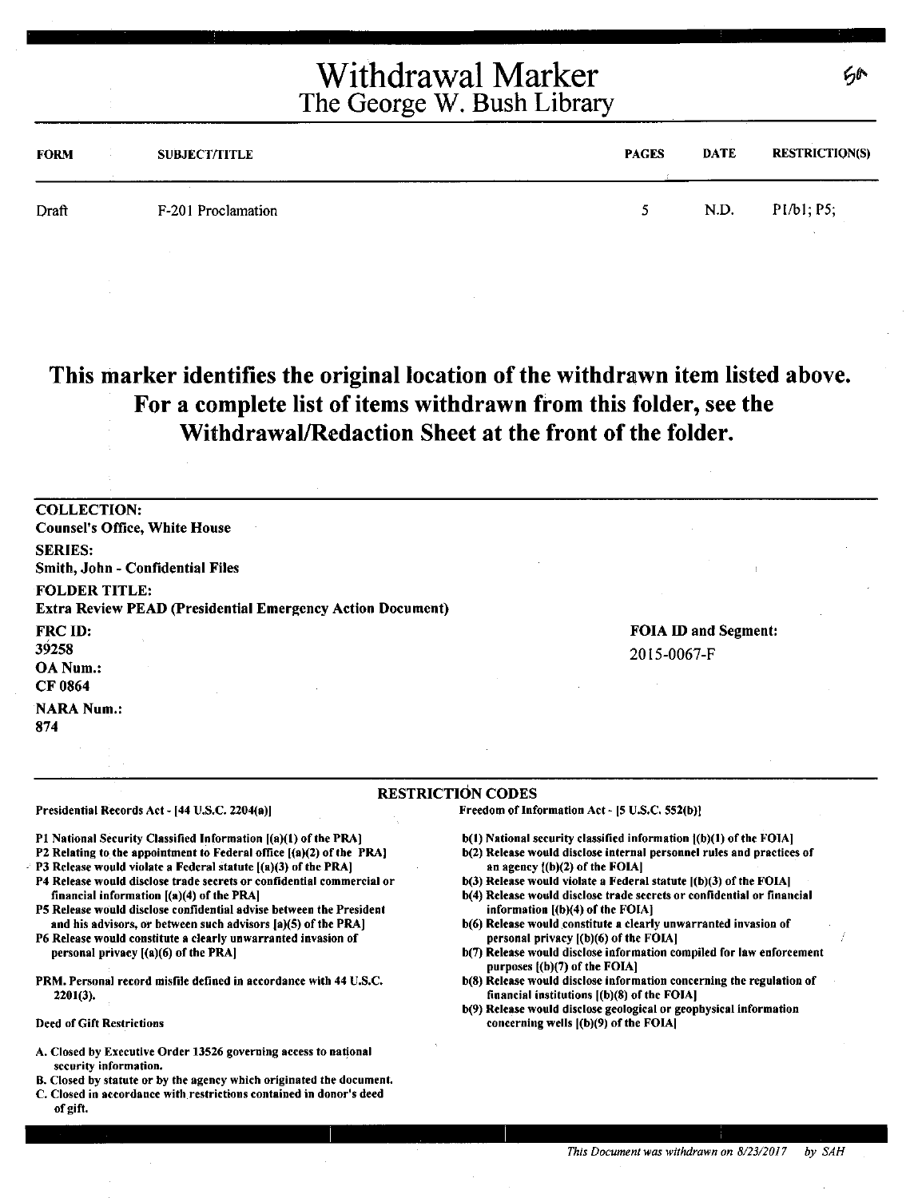# Withdrawal Marker
## The George W. Bush Library

5a

| FORM | SUBJECT/TITLE | PAGES | DATE | RESTRICTION(S) |
|---|---|---|---|---|
| Draft | F-201 Proclamation | 5 | N.D. | P1/b1; P5; |

**This marker identifies the original location of the withdrawn item listed above. For a complete list of items withdrawn from this folder, see the Withdrawal/Redaction Sheet at the front of the folder.**

**COLLECTION:**
Counsel's Office, White House

**SERIES:**
Smith, John - Confidential Files

**FOLDER TITLE:**
Extra Review PEAD (Presidential Emergency Action Document)

**FRC ID:**
39258

**OA Num.:**
CF 0864

**NARA Num.:**
874

**FOIA ID and Segment:**
2015-0067-F

**RESTRICTION CODES**

Presidential Records Act - [44 U.S.C. 2204(a)]

- P1 National Security Classified Information [(a)(1) of the PRA]
- P2 Relating to the appointment to Federal office [(a)(2) of the PRA]
- P3 Release would violate a Federal statute [(a)(3) of the PRA]
- P4 Release would disclose trade secrets or confidential commercial or financial information [(a)(4) of the PRA]
- P5 Release would disclose confidential advise between the President and his advisors, or between such advisors [a)(5) of the PRA]
- P6 Release would constitute a clearly unwarranted invasion of personal privacy [(a)(6) of the PRA]

PRM. Personal record misfile defined in accordance with 44 U.S.C. 2201(3).

Deed of Gift Restrictions

- A. Closed by Executive Order 13526 governing access to national security information.
- B. Closed by statute or by the agency which originated the document.
- C. Closed in accordance with restrictions contained in donor's deed of gift.

Freedom of Information Act - [5 U.S.C. 552(b)]

- b(1) National security classified information [(b)(1) of the FOIA]
- b(2) Release would disclose internal personnel rules and practices of an agency [(b)(2) of the FOIA]
- b(3) Release would violate a Federal statute [(b)(3) of the FOIA]
- b(4) Release would disclose trade secrets or confidential or financial information [(b)(4) of the FOIA]
- b(6) Release would constitute a clearly unwarranted invasion of personal privacy [(b)(6) of the FOIA]
- b(7) Release would disclose information compiled for law enforcement purposes [(b)(7) of the FOIA]
- b(8) Release would disclose information concerning the regulation of financial institutions [(b)(8) of the FOIA]
- b(9) Release would disclose geological or geophysical information concerning wells [(b)(9) of the FOIA]

*This Document was withdrawn on 8/23/2017 by SAH*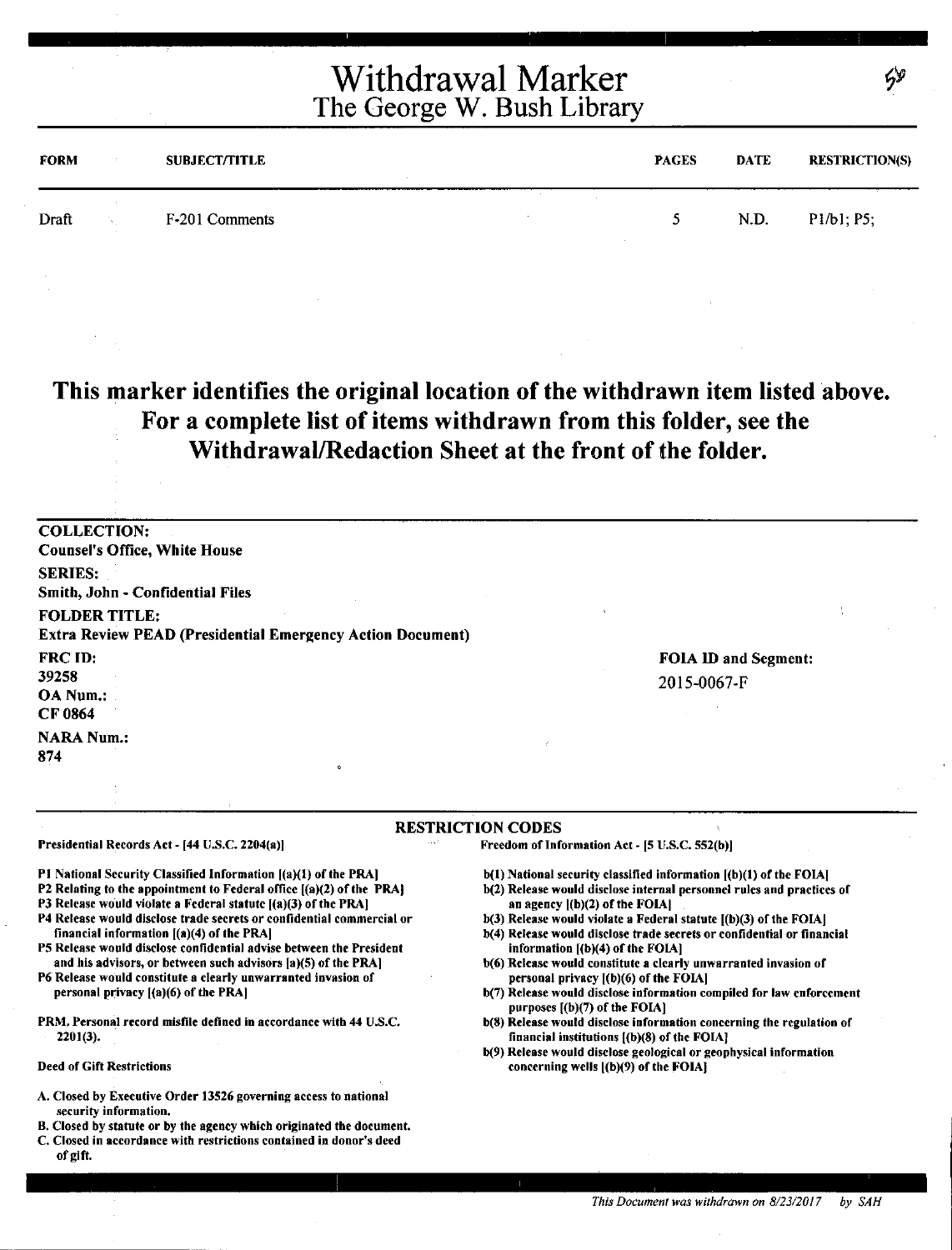# Withdrawal Marker
## The George W. Bush Library

| FORM | SUBJECT/TITLE | PAGES | DATE | RESTRICTION(S) |
|---|---|---|---|---|
| Draft | F-201 Comments | 5 | N.D. | P1/b1; P5; |

**This marker identifies the original location of the withdrawn item listed above. For a complete list of items withdrawn from this folder, see the Withdrawal/Redaction Sheet at the front of the folder.**

**COLLECTION:**
**Counsel's Office, White House**

**SERIES:**
**Smith, John - Confidential Files**

**FOLDER TITLE:**
**Extra Review PEAD (Presidential Emergency Action Document)**

**FRC ID:**
**39258**

**OA Num.:**
**CF 0864**

**NARA Num.:**
**874**

**FOIA ID and Segment:**
2015-0067-F

**RESTRICTION CODES**

**Presidential Records Act - [44 U.S.C. 2204(a)]**

P1 National Security Classified Information [(a)(1) of the PRA]
P2 Relating to the appointment to Federal office [(a)(2) of the PRA]
P3 Release would violate a Federal statute [(a)(3) of the PRA]
P4 Release would disclose trade secrets or confidential commercial or financial information [(a)(4) of the PRA]
P5 Release would disclose confidential advise between the President and his advisors, or between such advisors [a)(5) of the PRA]
P6 Release would constitute a clearly unwarranted invasion of personal privacy [(a)(6) of the PRA]

PRM. Personal record misfile defined in accordance with 44 U.S.C. 2201(3).

Deed of Gift Restrictions

A. Closed by Executive Order 13526 governing access to national security information.
B. Closed by statute or by the agency which originated the document.
C. Closed in accordance with restrictions contained in donor's deed of gift.

**Freedom of Information Act - [5 U.S.C. 552(b)]**

b(1) National security classified information [(b)(1) of the FOIA]
b(2) Release would disclose internal personnel rules and practices of an agency [(b)(2) of the FOIA]
b(3) Release would violate a Federal statute [(b)(3) of the FOIA]
b(4) Release would disclose trade secrets or confidential or financial information [(b)(4) of the FOIA]
b(6) Release would constitute a clearly unwarranted invasion of personal privacy [(b)(6) of the FOIA]
b(7) Release would disclose information compiled for law enforcement purposes [(b)(7) of the FOIA]
b(8) Release would disclose information concerning the regulation of financial institutions [(b)(8) of the FOIA]
b(9) Release would disclose geological or geophysical information concerning wells [(b)(9) of the FOIA]

*This Document was withdrawn on 8/23/2017 by SAH*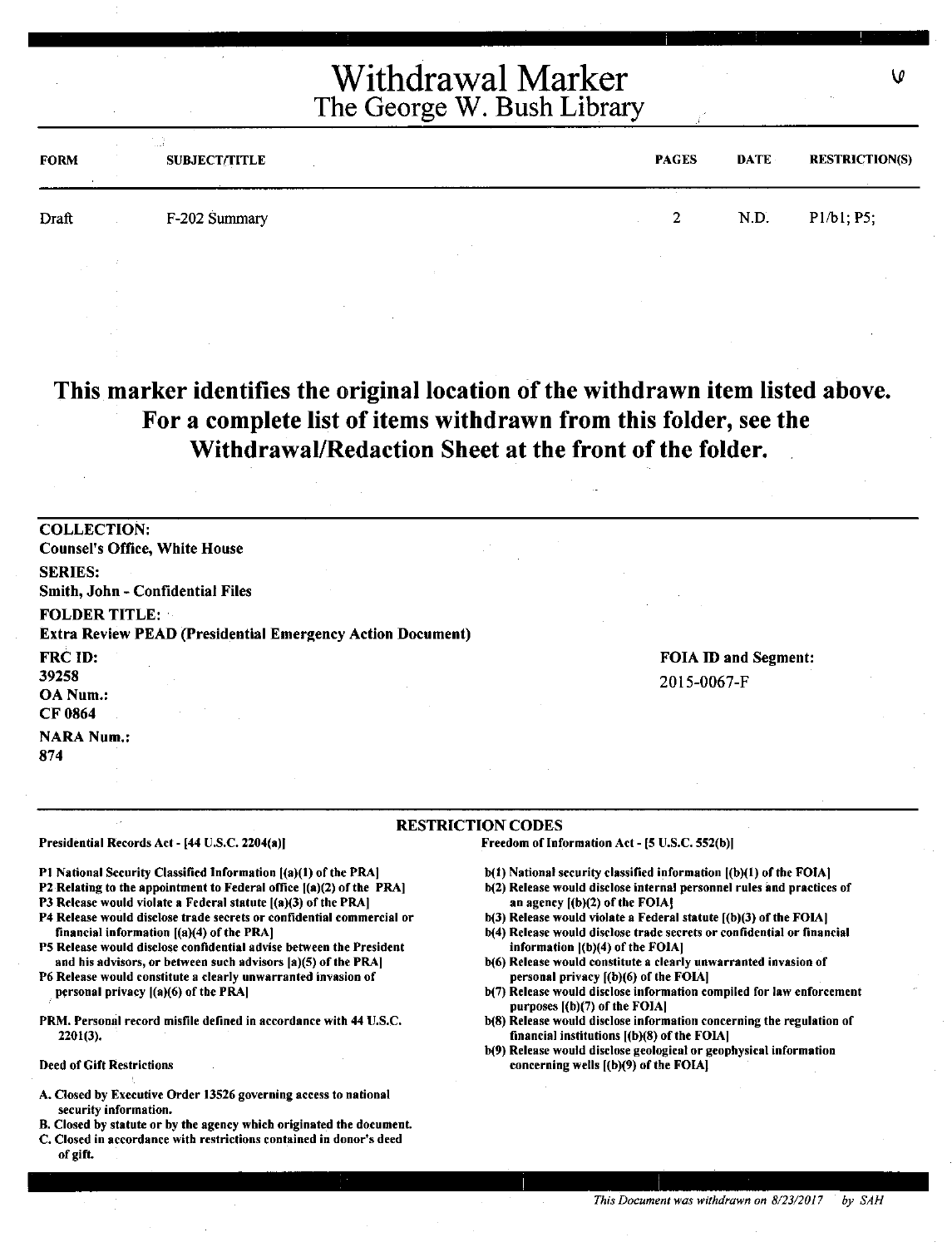# Withdrawal Marker
## The George W. Bush Library

| FORM | SUBJECT/TITLE | PAGES | DATE | RESTRICTION(S) |
|---|---|---|---|---|
| Draft | F-202 Summary | 2 | N.D. | P1/b1; P5; |

**This marker identifies the original location of the withdrawn item listed above. For a complete list of items withdrawn from this folder, see the Withdrawal/Redaction Sheet at the front of the folder.**

**COLLECTION:**
**Counsel's Office, White House**

**SERIES:**
**Smith, John - Confidential Files**

**FOLDER TITLE:**
**Extra Review PEAD (Presidential Emergency Action Document)**

**FRC ID:**
**39258**

**OA Num.:**
**CF 0864**

**NARA Num.:**
**874**

**FOIA ID and Segment:**
2015-0067-F

**RESTRICTION CODES**

**Presidential Records Act - [44 U.S.C. 2204(a)]**

**P1 National Security Classified Information [(a)(1) of the PRA]**
**P2 Relating to the appointment to Federal office [(a)(2) of the PRA]**
**P3 Release would violate a Federal statute [(a)(3) of the PRA]**
**P4 Release would disclose trade secrets or confidential commercial or financial information [(a)(4) of the PRA]**
**P5 Release would disclose confidential advise between the President and his advisors, or between such advisors [a)(5) of the PRA]**
**P6 Release would constitute a clearly unwarranted invasion of personal privacy [(a)(6) of the PRA]**

**PRM. Personal record misfile defined in accordance with 44 U.S.C. 2201(3).**

**Deed of Gift Restrictions**

**A. Closed by Executive Order 13526 governing access to national security information.**
**B. Closed by statute or by the agency which originated the document.**
**C. Closed in accordance with restrictions contained in donor's deed of gift.**

**Freedom of Information Act - [5 U.S.C. 552(b)]**

**b(1) National security classified information [(b)(1) of the FOIA]**
**b(2) Release would disclose internal personnel rules and practices of an agency [(b)(2) of the FOIA]**
**b(3) Release would violate a Federal statute [(b)(3) of the FOIA]**
**b(4) Release would disclose trade secrets or confidential or financial information [(b)(4) of the FOIA]**
**b(6) Release would constitute a clearly unwarranted invasion of personal privacy [(b)(6) of the FOIA]**
**b(7) Release would disclose information compiled for law enforcement purposes [(b)(7) of the FOIA]**
**b(8) Release would disclose information concerning the regulation of financial institutions [(b)(8) of the FOIA]**
**b(9) Release would disclose geological or geophysical information concerning wells [(b)(9) of the FOIA]**

*This Document was withdrawn on 8/23/2017 by SAH*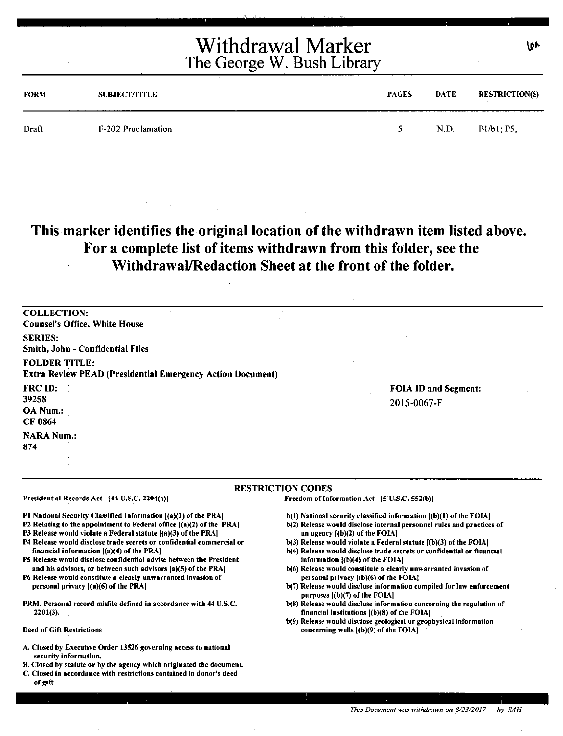# Withdrawal Marker
## The George W. Bush Library

6a

| FORM | SUBJECT/TITLE | PAGES | DATE | RESTRICTION(S) |
|---|---|---|---|---|
| Draft | F-202 Proclamation | 5 | N.D. | P1/b1; P5; |

**This marker identifies the original location of the withdrawn item listed above. For a complete list of items withdrawn from this folder, see the Withdrawal/Redaction Sheet at the front of the folder.**

**COLLECTION:**
Counsel's Office, White House

**SERIES:**
Smith, John - Confidential Files

**FOLDER TITLE:**
Extra Review PEAD (Presidential Emergency Action Document)

**FRC ID:**
39258

**OA Num.:**
CF 0864

**NARA Num.:**
874

**FOIA ID and Segment:**
2015-0067-F

**RESTRICTION CODES**

**Presidential Records Act - [44 U.S.C. 2204(a)]**

- P1 National Security Classified Information [(a)(1) of the PRA]
- P2 Relating to the appointment to Federal office [(a)(2) of the PRA]
- P3 Release would violate a Federal statute [(a)(3) of the PRA]
- P4 Release would disclose trade secrets or confidential commercial or financial information [(a)(4) of the PRA]
- P5 Release would disclose confidential advise between the President and his advisors, or between such advisors [a)(5) of the PRA]
- P6 Release would constitute a clearly unwarranted invasion of personal privacy [(a)(6) of the PRA]

PRM. Personal record misfile defined in accordance with 44 U.S.C. 2201(3).

**Deed of Gift Restrictions**

- A. Closed by Executive Order 13526 governing access to national security information.
- B. Closed by statute or by the agency which originated the document.
- C. Closed in accordance with restrictions contained in donor's deed of gift.

**Freedom of Information Act - [5 U.S.C. 552(b)]**

- b(1) National security classified information [(b)(1) of the FOIA]
- b(2) Release would disclose internal personnel rules and practices of an agency [(b)(2) of the FOIA]
- b(3) Release would violate a Federal statute [(b)(3) of the FOIA]
- b(4) Release would disclose trade secrets or confidential or financial information [(b)(4) of the FOIA]
- b(6) Release would constitute a clearly unwarranted invasion of personal privacy [(b)(6) of the FOIA]
- b(7) Release would disclose information compiled for law enforcement purposes [(b)(7) of the FOIA]
- b(8) Release would disclose information concerning the regulation of financial institutions [(b)(8) of the FOIA]
- b(9) Release would disclose geological or geophysical information concerning wells [(b)(9) of the FOIA]

*This Document was withdrawn on 8/23/2017 by SAH*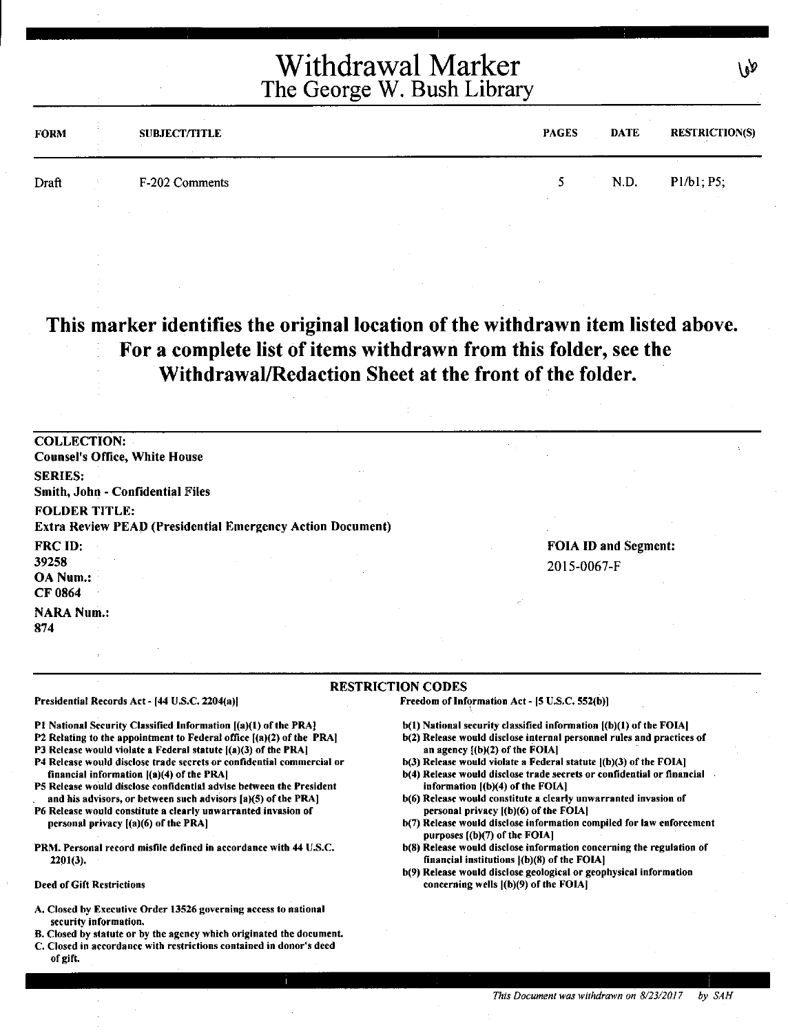# Withdrawal Marker
## The George W. Bush Library

6b

| FORM | SUBJECT/TITLE | PAGES | DATE | RESTRICTION(S) |
|---|---|---|---|---|
| Draft | F-202 Comments | 5 | N.D. | P1/b1; P5; |

**This marker identifies the original location of the withdrawn item listed above. For a complete list of items withdrawn from this folder, see the Withdrawal/Redaction Sheet at the front of the folder.**

**COLLECTION:**
**Counsel's Office, White House**

**SERIES:**
**Smith, John - Confidential Files**

**FOLDER TITLE:**
**Extra Review PEAD (Presidential Emergency Action Document)**

**FRC ID:**
**39258**

**OA Num.:**
**CF 0864**

**NARA Num.:**
**874**

**FOIA ID and Segment:**
2015-0067-F

**RESTRICTION CODES**

**Presidential Records Act - [44 U.S.C. 2204(a)]**

**P1 National Security Classified Information [(a)(1) of the PRA]**
**P2 Relating to the appointment to Federal office [(a)(2) of the PRA]**
**P3 Release would violate a Federal statute [(a)(3) of the PRA]**
**P4 Release would disclose trade secrets or confidential commercial or financial information [(a)(4) of the PRA]**
**P5 Release would disclose confidential advise between the President and his advisors, or between such advisors [a)(5) of the PRA]**
**P6 Release would constitute a clearly unwarranted invasion of personal privacy [(a)(6) of the PRA]**

**PRM. Personal record misfile defined in accordance with 44 U.S.C. 2201(3).**

**Deed of Gift Restrictions**

**A. Closed by Executive Order 13526 governing access to national security information.**
**B. Closed by statute or by the agency which originated the document.**
**C. Closed in accordance with restrictions contained in donor's deed of gift.**

**Freedom of Information Act - [5 U.S.C. 552(b)]**

**b(1) National security classified information [(b)(1) of the FOIA]**
**b(2) Release would disclose internal personnel rules and practices of an agency [(b)(2) of the FOIA]**
**b(3) Release would violate a Federal statute [(b)(3) of the FOIA]**
**b(4) Release would disclose trade secrets or confidential or financial information [(b)(4) of the FOIA]**
**b(6) Release would constitute a clearly unwarranted invasion of personal privacy [(b)(6) of the FOIA]**
**b(7) Release would disclose information compiled for law enforcement purposes [(b)(7) of the FOIA]**
**b(8) Release would disclose information concerning the regulation of financial institutions [(b)(8) of the FOIA]**
**b(9) Release would disclose geological or geophysical information concerning wells [(b)(9) of the FOIA]**

*This Document was withdrawn on 8/23/2017 by SAH*